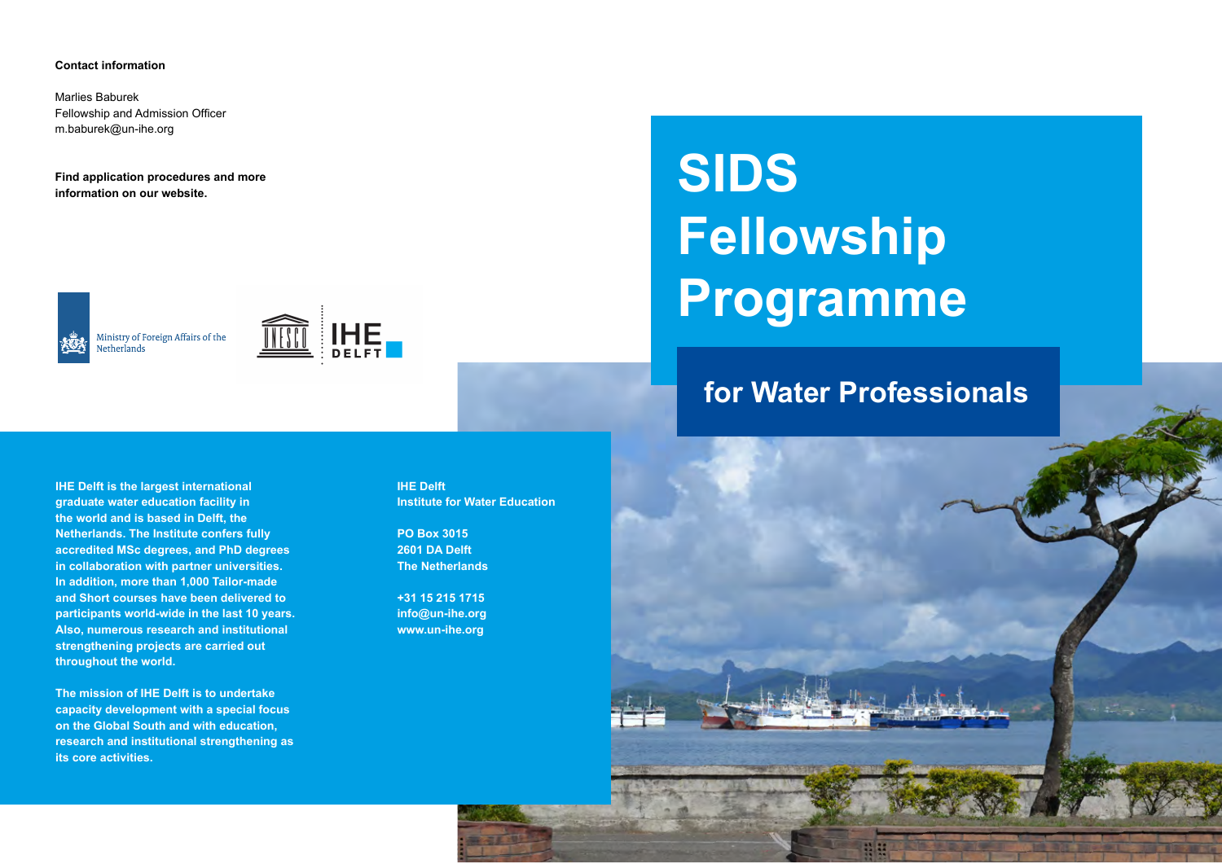# SIDS Fellowship Programme

## for Water Professionals

**Contact information**

Marlies Baburek
Fellowship and Admission Officer
m.baburek@un-ihe.org

**Find application procedures and more information on our website.**

Ministry of Foreign Affairs of the Netherlands

IHE DELFT

**IHE Delft is the largest international graduate water education facility in the world and is based in Delft, the Netherlands. The Institute confers fully accredited MSc degrees, and PhD degrees in collaboration with partner universities. In addition, more than 1,000 Tailor-made and Short courses have been delivered to participants world-wide in the last 10 years. Also, numerous research and institutional strengthening projects are carried out throughout the world.**

**The mission of IHE Delft is to undertake capacity development with a special focus on the Global South and with education, research and institutional strengthening as its core activities.**

**IHE Delft**
**Institute for Water Education**

**PO Box 3015**
**2601 DA Delft**
**The Netherlands**

**+31 15 215 1715**
**info@un-ihe.org**
**www.un-ihe.org**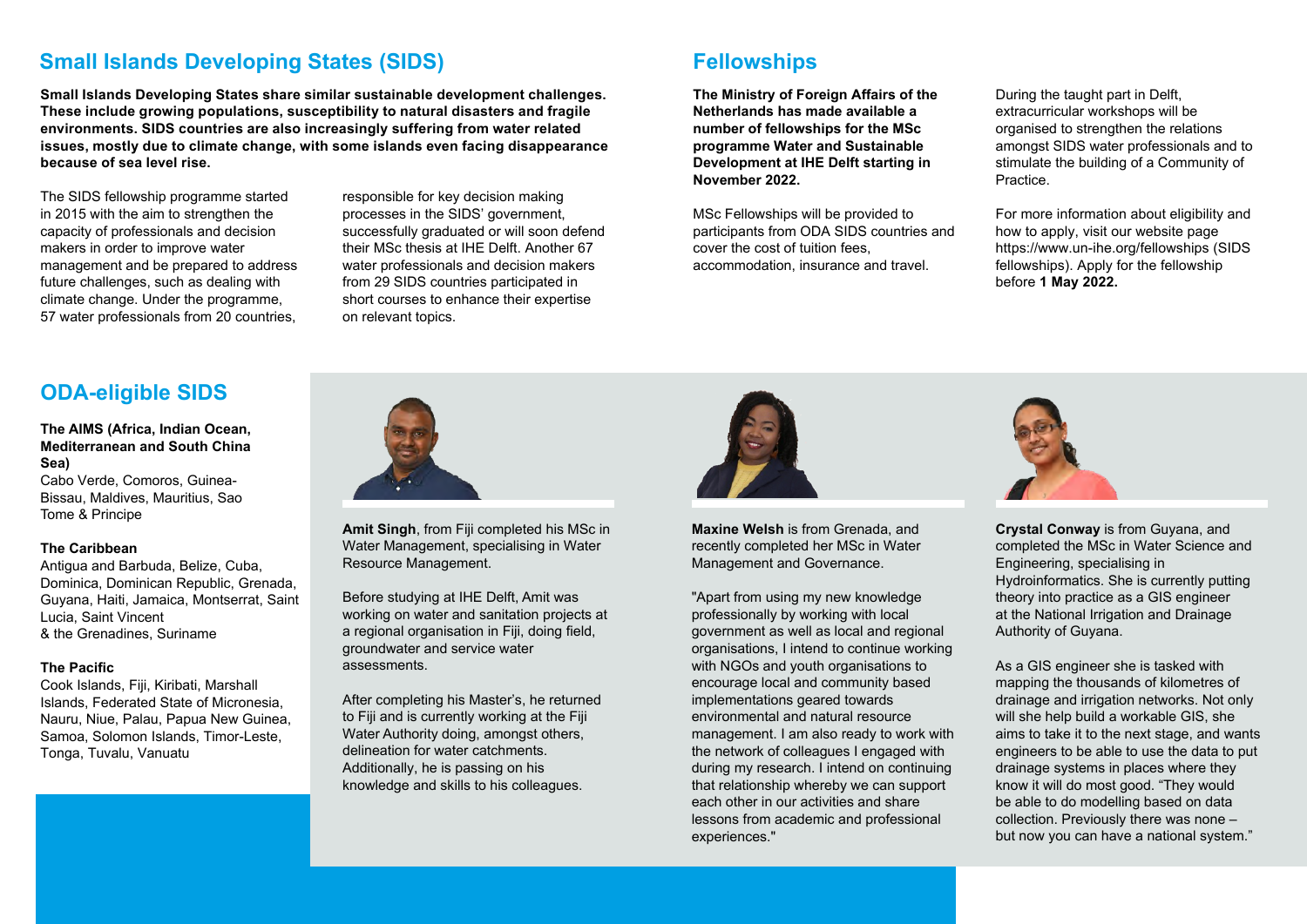## Small Islands Developing States (SIDS)

**Small Islands Developing States share similar sustainable development challenges. These include growing populations, susceptibility to natural disasters and fragile environments. SIDS countries are also increasingly suffering from water related issues, mostly due to climate change, with some islands even facing disappearance because of sea level rise.**

The SIDS fellowship programme started in 2015 with the aim to strengthen the capacity of professionals and decision makers in order to improve water management and be prepared to address future challenges, such as dealing with climate change. Under the programme, 57 water professionals from 20 countries, responsible for key decision making processes in the SIDS' government, successfully graduated or will soon defend their MSc thesis at IHE Delft. Another 67 water professionals and decision makers from 29 SIDS countries participated in short courses to enhance their expertise on relevant topics.

## Fellowships

**The Ministry of Foreign Affairs of the Netherlands has made available a number of fellowships for the MSc programme Water and Sustainable Development at IHE Delft starting in November 2022.**

MSc Fellowships will be provided to participants from ODA SIDS countries and cover the cost of tuition fees, accommodation, insurance and travel.

During the taught part in Delft, extracurricular workshops will be organised to strengthen the relations amongst SIDS water professionals and to stimulate the building of a Community of Practice.

For more information about eligibility and how to apply, visit our website page https://www.un-ihe.org/fellowships (SIDS fellowships). Apply for the fellowship before **1 May 2022.**

## ODA-eligible SIDS

**The AIMS (Africa, Indian Ocean, Mediterranean and South China Sea)**
Cabo Verde, Comoros, Guinea-Bissau, Maldives, Mauritius, Sao Tome & Principe

**The Caribbean**
Antigua and Barbuda, Belize, Cuba, Dominica, Dominican Republic, Grenada, Guyana, Haiti, Jamaica, Montserrat, Saint Lucia, Saint Vincent & the Grenadines, Suriname

**The Pacific**
Cook Islands, Fiji, Kiribati, Marshall Islands, Federated State of Micronesia, Nauru, Niue, Palau, Papua New Guinea, Samoa, Solomon Islands, Timor-Leste, Tonga, Tuvalu, Vanuatu

**Amit Singh**, from Fiji completed his MSc in Water Management, specialising in Water Resource Management.

Before studying at IHE Delft, Amit was working on water and sanitation projects at a regional organisation in Fiji, doing field, groundwater and service water assessments.

After completing his Master's, he returned to Fiji and is currently working at the Fiji Water Authority doing, amongst others, delineation for water catchments. Additionally, he is passing on his knowledge and skills to his colleagues.

**Maxine Welsh** is from Grenada, and recently completed her MSc in Water Management and Governance.

"Apart from using my new knowledge professionally by working with local government as well as local and regional organisations, I intend to continue working with NGOs and youth organisations to encourage local and community based implementations geared towards environmental and natural resource management. I am also ready to work with the network of colleagues I engaged with during my research. I intend on continuing that relationship whereby we can support each other in our activities and share lessons from academic and professional experiences."

**Crystal Conway** is from Guyana, and completed the MSc in Water Science and Engineering, specialising in Hydroinformatics. She is currently putting theory into practice as a GIS engineer at the National Irrigation and Drainage Authority of Guyana.

As a GIS engineer she is tasked with mapping the thousands of kilometres of drainage and irrigation networks. Not only will she help build a workable GIS, she aims to take it to the next stage, and wants engineers to be able to use the data to put drainage systems in places where they know it will do most good. "They would be able to do modelling based on data collection. Previously there was none – but now you can have a national system."